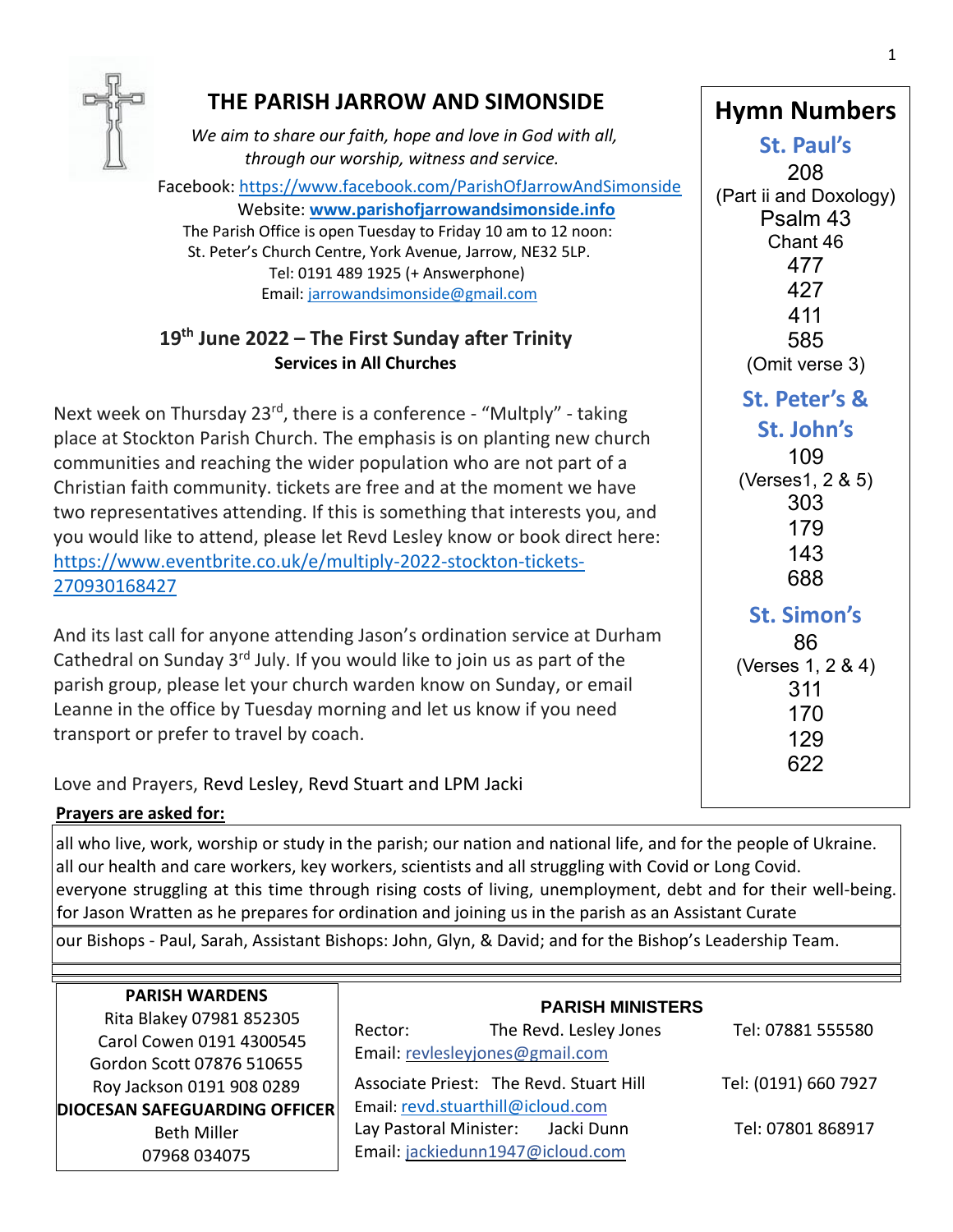# THE PARISH JARROW AND SIMONSIDE

*We aim to share our faith, hope and love in God with all, through our worship, witness and service.*

Facebook: https://www.facebook.com/ParishOfJarrowAndSimonside
Website: **www.parishofjarrowandsimonside.info**
The Parish Office is open Tuesday to Friday 10 am to 12 noon:
St. Peter's Church Centre, York Avenue, Jarrow, NE32 5LP.
Tel: 0191 489 1925 (+ Answerphone)
Email: jarrowandsimonside@gmail.com

## 19th June 2022 – The First Sunday after Trinity

**Services in All Churches**

Next week on Thursday 23rd, there is a conference - "Multply" - taking place at Stockton Parish Church. The emphasis is on planting new church communities and reaching the wider population who are not part of a Christian faith community. tickets are free and at the moment we have two representatives attending. If this is something that interests you, and you would like to attend, please let Revd Lesley know or book direct here: https://www.eventbrite.co.uk/e/multiply-2022-stockton-tickets-270930168427

And its last call for anyone attending Jason's ordination service at Durham Cathedral on Sunday 3rd July. If you would like to join us as part of the parish group, please let your church warden know on Sunday, or email Leanne in the office by Tuesday morning and let us know if you need transport or prefer to travel by coach.

Love and Prayers, Revd Lesley, Revd Stuart and LPM Jacki

## Hymn Numbers

### St. Paul's

208
(Part ii and Doxology)
Psalm 43
Chant 46
477
427
411
585
(Omit verse 3)

### St. Peter's & St. John's

109
(Verses1, 2 & 5)
303
179
143
688

### St. Simon's

86
(Verses 1, 2 & 4)
311
170
129
622

**Prayers are asked for:**

all who live, work, worship or study in the parish; our nation and national life, and for the people of Ukraine.
all our health and care workers, key workers, scientists and all struggling with Covid or Long Covid.
everyone struggling at this time through rising costs of living, unemployment, debt and for their well-being.
for Jason Wratten as he prepares for ordination and joining us in the parish as an Assistant Curate

our Bishops - Paul, Sarah, Assistant Bishops: John, Glyn, & David; and for the Bishop's Leadership Team.

**PARISH WARDENS**
Rita Blakey 07981 852305
Carol Cowen 0191 4300545
Gordon Scott 07876 510655
Roy Jackson 0191 908 0289

**DIOCESAN SAFEGUARDING OFFICER**
Beth Miller
07968 034075

**PARISH MINISTERS**

Rector: The Revd. Lesley Jones — Tel: 07881 555580
Email: revlesleyjones@gmail.com

Associate Priest: The Revd. Stuart Hill — Tel: (0191) 660 7927
Email: revd.stuarthill@icloud.com

Lay Pastoral Minister: Jacki Dunn — Tel: 07801 868917
Email: jackiedunn1947@icloud.com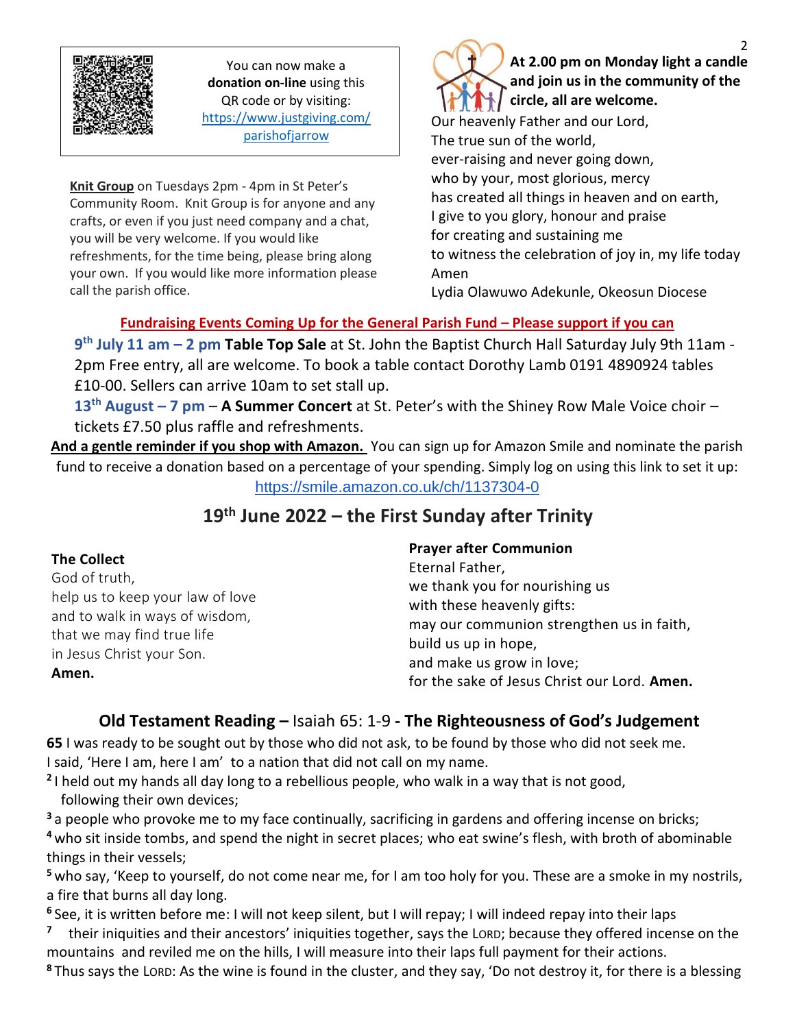You can now make a **donation on-line** using this QR code or by visiting: https://www.justgiving.com/parishofjarrow

**Knit Group** on Tuesdays 2pm - 4pm in St Peter's Community Room. Knit Group is for anyone and any crafts, or even if you just need company and a chat, you will be very welcome. If you would like refreshments, for the time being, please bring along your own. If you would like more information please call the parish office.

**At 2.00 pm on Monday light a candle and join us in the community of the circle, all are welcome.**

Our heavenly Father and our Lord,
The true sun of the world,
ever-raising and never going down,
who by your, most glorious, mercy
has created all things in heaven and on earth,
I give to you glory, honour and praise
for creating and sustaining me
to witness the celebration of joy in, my life today
Amen
Lydia Olawuwo Adekunle, Okeosun Diocese

**Fundraising Events Coming Up for the General Parish Fund – Please support if you can**

**9th July 11 am – 2 pm Table Top Sale** at St. John the Baptist Church Hall Saturday July 9th 11am - 2pm Free entry, all are welcome. To book a table contact Dorothy Lamb 0191 4890924 tables £10-00. Sellers can arrive 10am to set stall up.

**13th August – 7 pm** – **A Summer Concert** at St. Peter's with the Shiney Row Male Voice choir – tickets £7.50 plus raffle and refreshments.

**And a gentle reminder if you shop with Amazon.** You can sign up for Amazon Smile and nominate the parish fund to receive a donation based on a percentage of your spending. Simply log on using this link to set it up: https://smile.amazon.co.uk/ch/1137304-0

## 19th June 2022 – the First Sunday after Trinity

**The Collect**
God of truth,
help us to keep your law of love
and to walk in ways of wisdom,
that we may find true life
in Jesus Christ your Son.
**Amen.**

**Prayer after Communion**
Eternal Father,
we thank you for nourishing us
with these heavenly gifts:
may our communion strengthen us in faith,
build us up in hope,
and make us grow in love;
for the sake of Jesus Christ our Lord. **Amen.**

### Old Testament Reading – Isaiah 65: 1-9 - The Righteousness of God's Judgement

**65** I was ready to be sought out by those who did not ask, to be found by those who did not seek me.
I said, 'Here I am, here I am' to a nation that did not call on my name.
**2** I held out my hands all day long to a rebellious people, who walk in a way that is not good, following their own devices;
**3** a people who provoke me to my face continually, sacrificing in gardens and offering incense on bricks;
**4** who sit inside tombs, and spend the night in secret places; who eat swine's flesh, with broth of abominable things in their vessels;
**5** who say, 'Keep to yourself, do not come near me, for I am too holy for you. These are a smoke in my nostrils, a fire that burns all day long.
**6** See, it is written before me: I will not keep silent, but I will repay; I will indeed repay into their laps
**7** their iniquities and their ancestors' iniquities together, says the LORD; because they offered incense on the mountains and reviled me on the hills, I will measure into their laps full payment for their actions.
**8** Thus says the LORD: As the wine is found in the cluster, and they say, 'Do not destroy it, for there is a blessing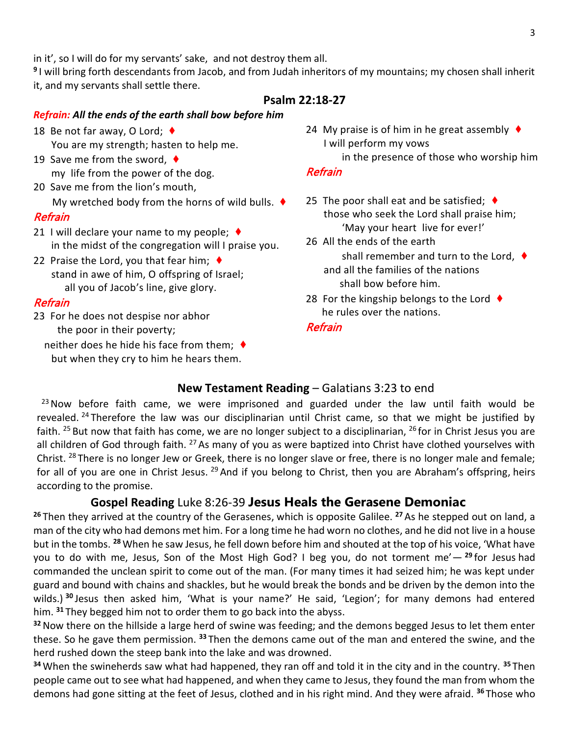in it', so I will do for my servants' sake, and not destroy them all.
[9] I will bring forth descendants from Jacob, and from Judah inheritors of my mountains; my chosen shall inherit it, and my servants shall settle there.

## Psalm 22:18-27

***Refrain: All the ends of the earth shall bow before him***

18 Be not far away, O Lord; ♦
You are my strength; hasten to help me.
19 Save me from the sword, ♦
my life from the power of the dog.
20 Save me from the lion's mouth,
My wretched body from the horns of wild bulls. ♦

*Refrain*

21 I will declare your name to my people; ♦
in the midst of the congregation will I praise you.
22 Praise the Lord, you that fear him; ♦
stand in awe of him, O offspring of Israel;
all you of Jacob's line, give glory.

*Refrain*

23 For he does not despise nor abhor
the poor in their poverty;
neither does he hide his face from them; ♦
but when they cry to him he hears them.
24 My praise is of him in he great assembly ♦
I will perform my vows
in the presence of those who worship him

*Refrain*

25 The poor shall eat and be satisfied; ♦
those who seek the Lord shall praise him;
'May your heart live for ever!'
26 All the ends of the earth
shall remember and turn to the Lord, ♦
and all the families of the nations
shall bow before him.
28 For the kingship belongs to the Lord ♦
he rules over the nations.

*Refrain*

## **New Testament Reading** – Galatians 3:23 to end

[23] Now before faith came, we were imprisoned and guarded under the law until faith would be revealed. [24] Therefore the law was our disciplinarian until Christ came, so that we might be justified by faith. [25] But now that faith has come, we are no longer subject to a disciplinarian, [26] for in Christ Jesus you are all children of God through faith. [27] As many of you as were baptized into Christ have clothed yourselves with Christ. [28] There is no longer Jew or Greek, there is no longer slave or free, there is no longer male and female; for all of you are one in Christ Jesus. [29] And if you belong to Christ, then you are Abraham's offspring, heirs according to the promise.

## **Gospel Reading** Luke 8:26-39 **Jesus Heals the Gerasene Demoniac**

[26] Then they arrived at the country of the Gerasenes, which is opposite Galilee. [27] As he stepped out on land, a man of the city who had demons met him. For a long time he had worn no clothes, and he did not live in a house but in the tombs. [28] When he saw Jesus, he fell down before him and shouted at the top of his voice, 'What have you to do with me, Jesus, Son of the Most High God? I beg you, do not torment me'— [29] for Jesus had commanded the unclean spirit to come out of the man. (For many times it had seized him; he was kept under guard and bound with chains and shackles, but he would break the bonds and be driven by the demon into the wilds.) [30] Jesus then asked him, 'What is your name?' He said, 'Legion'; for many demons had entered him. [31] They begged him not to order them to go back into the abyss.

[32] Now there on the hillside a large herd of swine was feeding; and the demons begged Jesus to let them enter these. So he gave them permission. [33] Then the demons came out of the man and entered the swine, and the herd rushed down the steep bank into the lake and was drowned.

[34] When the swineherds saw what had happened, they ran off and told it in the city and in the country. [35] Then people came out to see what had happened, and when they came to Jesus, they found the man from whom the demons had gone sitting at the feet of Jesus, clothed and in his right mind. And they were afraid. [36] Those who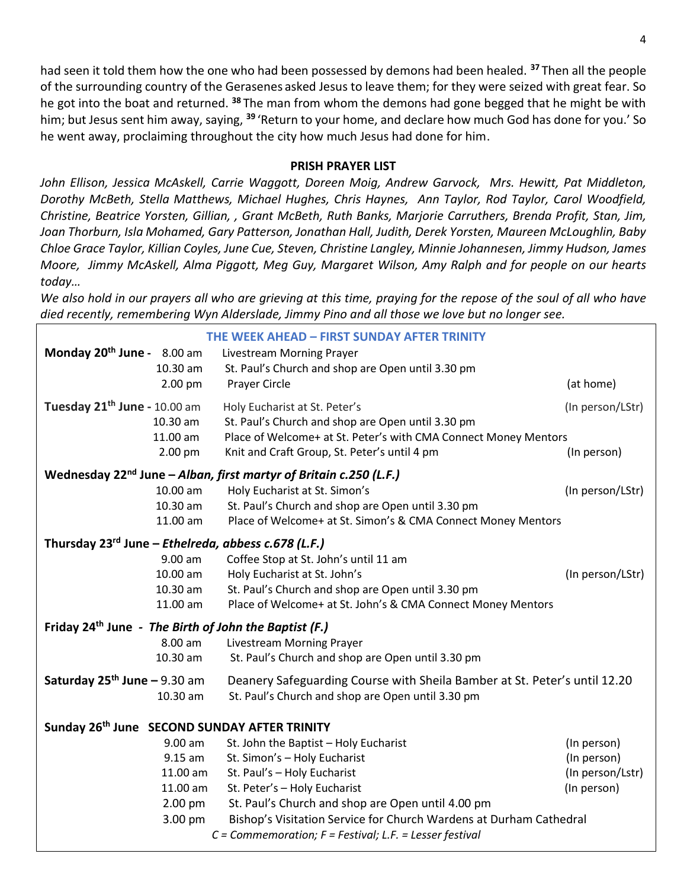had seen it told them how the one who had been possessed by demons had been healed. [37] Then all the people of the surrounding country of the Gerasenes asked Jesus to leave them; for they were seized with great fear. So he got into the boat and returned. [38] The man from whom the demons had gone begged that he might be with him; but Jesus sent him away, saying, [39] 'Return to your home, and declare how much God has done for you.' So he went away, proclaiming throughout the city how much Jesus had done for him.

**PRISH PRAYER LIST**

*John Ellison, Jessica McAskell, Carrie Waggott, Doreen Moig, Andrew Garvock, Mrs. Hewitt, Pat Middleton, Dorothy McBeth, Stella Matthews, Michael Hughes, Chris Haynes, Ann Taylor, Rod Taylor, Carol Woodfield, Christine, Beatrice Yorsten, Gillian, , Grant McBeth, Ruth Banks, Marjorie Carruthers, Brenda Profit, Stan, Jim, Joan Thorburn, Isla Mohamed, Gary Patterson, Jonathan Hall, Judith, Derek Yorsten, Maureen McLoughlin, Baby Chloe Grace Taylor, Killian Coyles, June Cue, Steven, Christine Langley, Minnie Johannesen, Jimmy Hudson, James Moore, Jimmy McAskell, Alma Piggott, Meg Guy, Margaret Wilson, Amy Ralph and for people on our hearts today…*

*We also hold in our prayers all who are grieving at this time, praying for the repose of the soul of all who have died recently, remembering Wyn Alderslade, Jimmy Pino and all those we love but no longer see.*

**THE WEEK AHEAD – FIRST SUNDAY AFTER TRINITY**

| | | | |
|---|---|---|---|
| **Monday 20th June -** | 8.00 am | Livestream Morning Prayer | |
| | 10.30 am | St. Paul's Church and shop are Open until 3.30 pm | |
| | 2.00 pm | Prayer Circle | (at home) |
| **Tuesday 21st June -** | 10.00 am | Holy Eucharist at St. Peter's | (In person/LStr) |
| | 10.30 am | St. Paul's Church and shop are Open until 3.30 pm | |
| | 11.00 am | Place of Welcome+ at St. Peter's with CMA Connect Money Mentors | |
| | 2.00 pm | Knit and Craft Group, St. Peter's until 4 pm | (In person) |
| **Wednesday 22nd June – *Alban, first martyr of Britain c.250 (L.F.)*** | | | |
| | 10.00 am | Holy Eucharist at St. Simon's | (In person/LStr) |
| | 10.30 am | St. Paul's Church and shop are Open until 3.30 pm | |
| | 11.00 am | Place of Welcome+ at St. Simon's & CMA Connect Money Mentors | |
| **Thursday 23rd June – *Ethelreda, abbess c.678 (L.F.)*** | | | |
| | 9.00 am | Coffee Stop at St. John's until 11 am | |
| | 10.00 am | Holy Eucharist at St. John's | (In person/LStr) |
| | 10.30 am | St. Paul's Church and shop are Open until 3.30 pm | |
| | 11.00 am | Place of Welcome+ at St. John's & CMA Connect Money Mentors | |
| **Friday 24th June - *The Birth of John the Baptist (F.)*** | | | |
| | 8.00 am | Livestream Morning Prayer | |
| | 10.30 am | St. Paul's Church and shop are Open until 3.30 pm | |
| **Saturday 25th June –** | 9.30 am | Deanery Safeguarding Course with Sheila Bamber at St. Peter's until 12.20 | |
| | 10.30 am | St. Paul's Church and shop are Open until 3.30 pm | |
| **Sunday 26th June SECOND SUNDAY AFTER TRINITY** | | | |
| | 9.00 am | St. John the Baptist – Holy Eucharist | (In person) |
| | 9.15 am | St. Simon's – Holy Eucharist | (In person) |
| | 11.00 am | St. Paul's – Holy Eucharist | (In person/Lstr) |
| | 11.00 am | St. Peter's – Holy Eucharist | (In person) |
| | 2.00 pm | St. Paul's Church and shop are Open until 4.00 pm | |
| | 3.00 pm | Bishop's Visitation Service for Church Wardens at Durham Cathedral | |

*C = Commemoration; F = Festival; L.F. = Lesser festival*